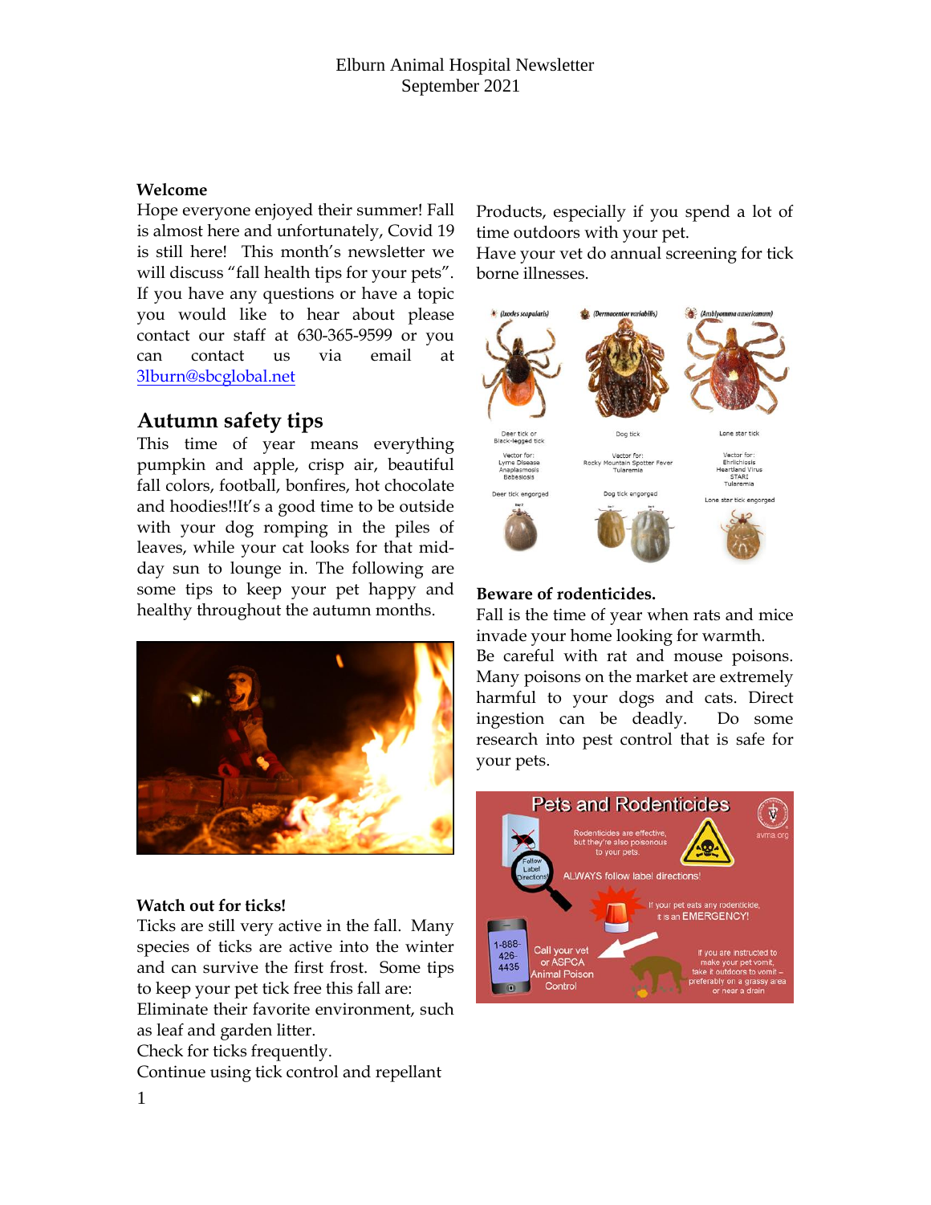Elburn Animal Hospital Newsletter
September 2021

**Welcome**

Hope everyone enjoyed their summer! Fall is almost here and unfortunately, Covid 19 is still here! This month's newsletter we will discuss "fall health tips for your pets". If you have any questions or have a topic you would like to hear about please contact our staff at 630-365-9599 or you can contact us via email at 3lburn@sbcglobal.net

## Autumn safety tips

This time of year means everything pumpkin and apple, crisp air, beautiful fall colors, football, bonfires, hot chocolate and hoodies!!It's a good time to be outside with your dog romping in the piles of leaves, while your cat looks for that mid-day sun to lounge in. The following are some tips to keep your pet happy and healthy throughout the autumn months.

**Watch out for ticks!**

Ticks are still very active in the fall. Many species of ticks are active into the winter and can survive the first frost. Some tips to keep your pet tick free this fall are:

Eliminate their favorite environment, such as leaf and garden litter.

Check for ticks frequently.

Continue using tick control and repellant Products, especially if you spend a lot of time outdoors with your pet.

Have your vet do annual screening for tick borne illnesses.

**Beware of rodenticides.**

Fall is the time of year when rats and mice invade your home looking for warmth.

Be careful with rat and mouse poisons. Many poisons on the market are extremely harmful to your dogs and cats. Direct ingestion can be deadly. Do some research into pest control that is safe for your pets.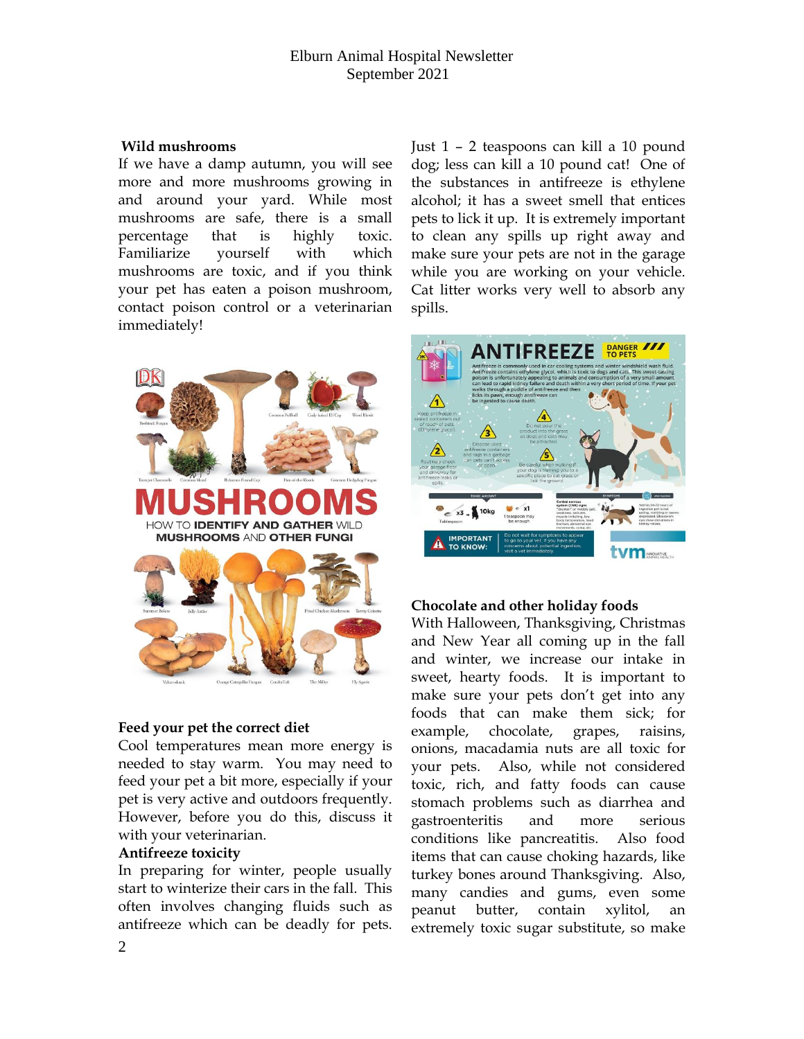## Wild mushrooms

If we have a damp autumn, you will see more and more mushrooms growing in and around your yard. While most mushrooms are safe, there is a small percentage that is highly toxic. Familiarize yourself with which mushrooms are toxic, and if you think your pet has eaten a poison mushroom, contact poison control or a veterinarian immediately!

## Feed your pet the correct diet

Cool temperatures mean more energy is needed to stay warm. You may need to feed your pet a bit more, especially if your pet is very active and outdoors frequently. However, before you do this, discuss it with your veterinarian.

## Antifreeze toxicity

In preparing for winter, people usually start to winterize their cars in the fall. This often involves changing fluids such as antifreeze which can be deadly for pets. Just 1 – 2 teaspoons can kill a 10 pound dog; less can kill a 10 pound cat! One of the substances in antifreeze is ethylene alcohol; it has a sweet smell that entices pets to lick it up. It is extremely important to clean any spills up right away and make sure your pets are not in the garage while you are working on your vehicle. Cat litter works very well to absorb any spills.

## Chocolate and other holiday foods

With Halloween, Thanksgiving, Christmas and New Year all coming up in the fall and winter, we increase our intake in sweet, hearty foods. It is important to make sure your pets don't get into any foods that can make them sick; for example, chocolate, grapes, raisins, onions, macadamia nuts are all toxic for your pets. Also, while not considered toxic, rich, and fatty foods can cause stomach problems such as diarrhea and gastroenteritis and more serious conditions like pancreatitis. Also food items that can cause choking hazards, like turkey bones around Thanksgiving. Also, many candies and gums, even some peanut butter, contain xylitol, an extremely toxic sugar substitute, so make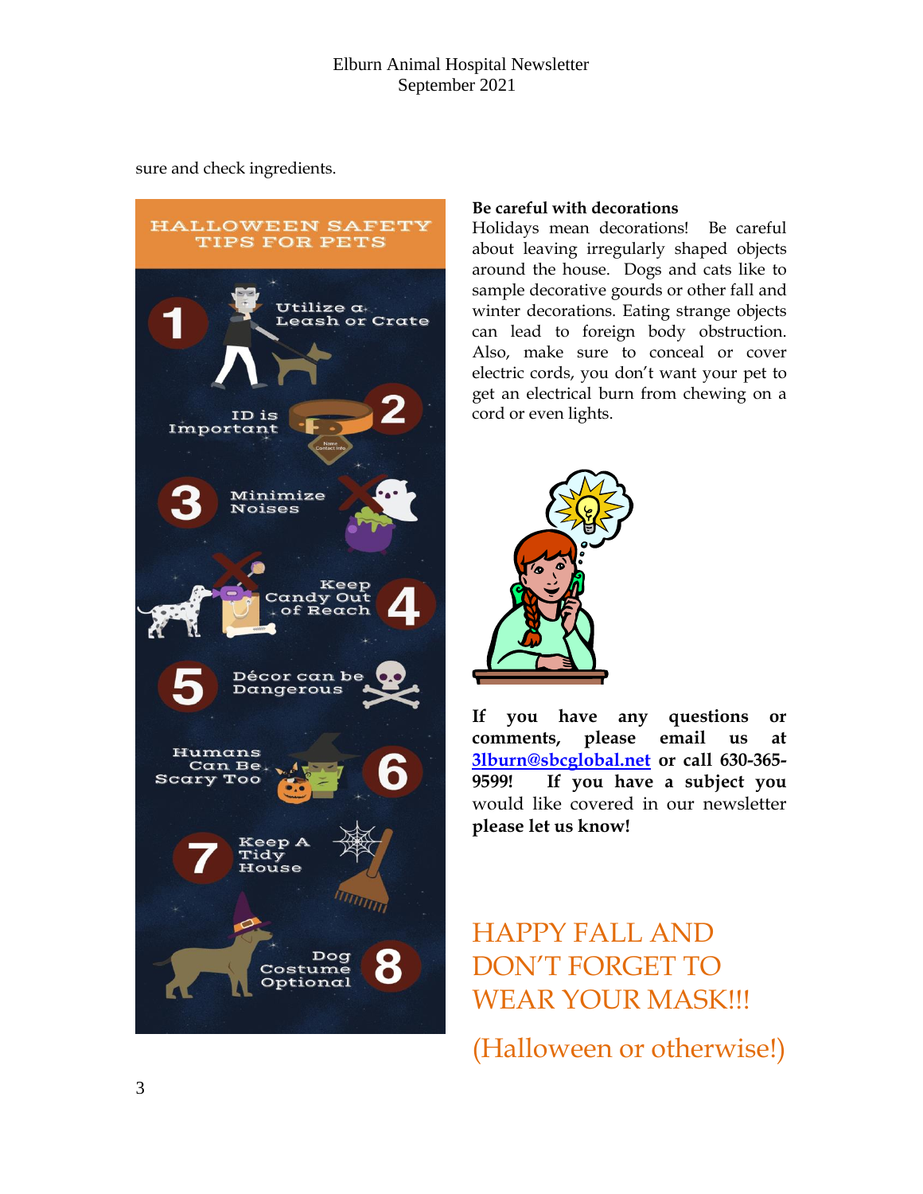sure and check ingredients.

**Be careful with decorations**

Holidays mean decorations! Be careful about leaving irregularly shaped objects around the house. Dogs and cats like to sample decorative gourds or other fall and winter decorations. Eating strange objects can lead to foreign body obstruction. Also, make sure to conceal or cover electric cords, you don't want your pet to get an electrical burn from chewing on a cord or even lights.

**If you have any questions or comments, please email us at 3lburn@sbcglobal.net or call 630-365-9599! If you have a subject you** would like covered in our newsletter **please let us know!**

HAPPY FALL AND DON'T FORGET TO WEAR YOUR MASK!!!

(Halloween or otherwise!)